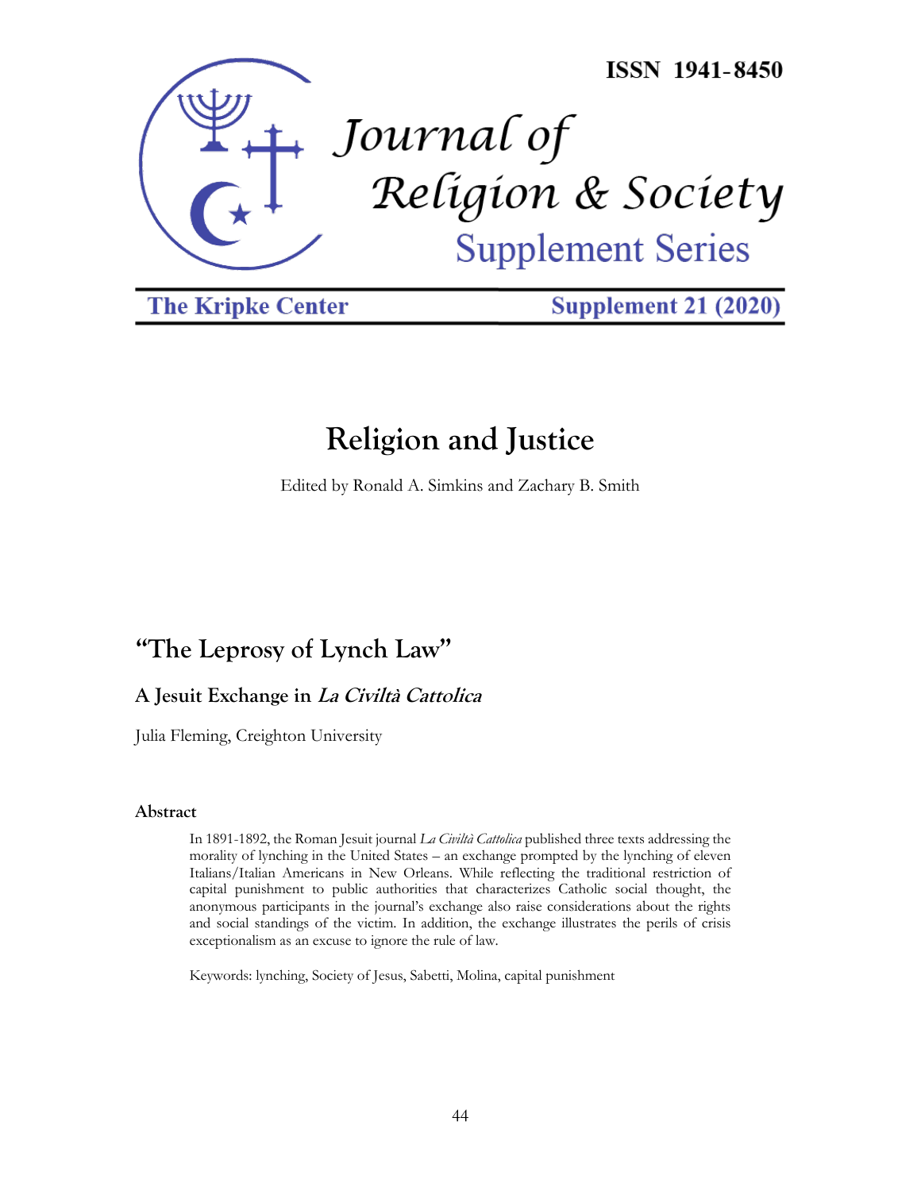ISSN 1941-8450

# Journal of Religion & Society

## Supplement Series

The Kripke Center | Supplement 21 (2020)

# Religion and Justice

Edited by Ronald A. Simkins and Zachary B. Smith

## "The Leprosy of Lynch Law"

### A Jesuit Exchange in *La Civiltà Cattolica*

Julia Fleming, Creighton University

### Abstract

In 1891-1892, the Roman Jesuit journal *La Civiltà Cattolica* published three texts addressing the morality of lynching in the United States – an exchange prompted by the lynching of eleven Italians/Italian Americans in New Orleans. While reflecting the traditional restriction of capital punishment to public authorities that characterizes Catholic social thought, the anonymous participants in the journal's exchange also raise considerations about the rights and social standings of the victim. In addition, the exchange illustrates the perils of crisis exceptionalism as an excuse to ignore the rule of law.

Keywords: lynching, Society of Jesus, Sabetti, Molina, capital punishment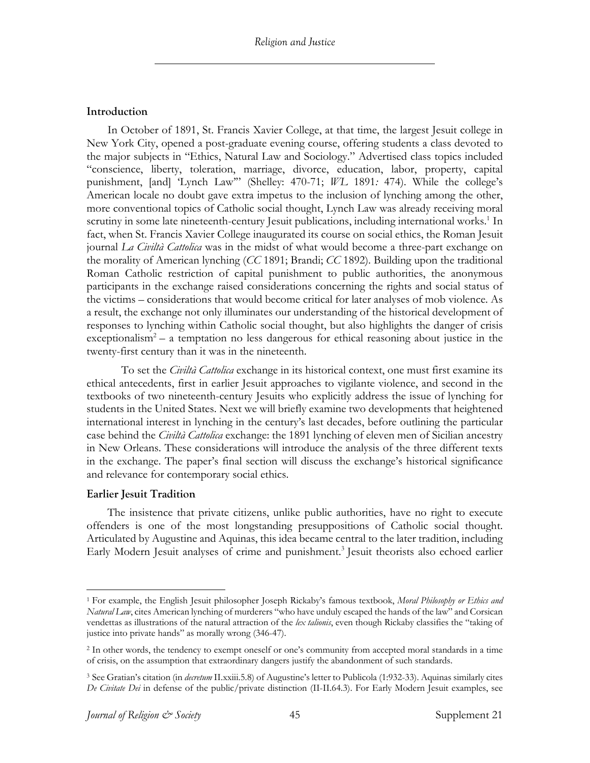## Introduction

In October of 1891, St. Francis Xavier College, at that time, the largest Jesuit college in New York City, opened a post-graduate evening course, offering students a class devoted to the major subjects in "Ethics, Natural Law and Sociology." Advertised class topics included "conscience, liberty, toleration, marriage, divorce, education, labor, property, capital punishment, [and] 'Lynch Law'" (Shelley: 470-71; *WL* 1891*:* 474). While the college's American locale no doubt gave extra impetus to the inclusion of lynching among the other, more conventional topics of Catholic social thought, Lynch Law was already receiving moral scrutiny in some late nineteenth-century Jesuit publications, including international works.[1] In fact, when St. Francis Xavier College inaugurated its course on social ethics, the Roman Jesuit journal *La Civiltà Cattolica* was in the midst of what would become a three-part exchange on the morality of American lynching (*CC* 1891; Brandi; *CC* 1892). Building upon the traditional Roman Catholic restriction of capital punishment to public authorities, the anonymous participants in the exchange raised considerations concerning the rights and social status of the victims – considerations that would become critical for later analyses of mob violence. As a result, the exchange not only illuminates our understanding of the historical development of responses to lynching within Catholic social thought, but also highlights the danger of crisis exceptionalism[2] – a temptation no less dangerous for ethical reasoning about justice in the twenty-first century than it was in the nineteenth.

To set the *Civiltà Cattolica* exchange in its historical context, one must first examine its ethical antecedents, first in earlier Jesuit approaches to vigilante violence, and second in the textbooks of two nineteenth-century Jesuits who explicitly address the issue of lynching for students in the United States. Next we will briefly examine two developments that heightened international interest in lynching in the century's last decades, before outlining the particular case behind the *Civiltà Cattolica* exchange: the 1891 lynching of eleven men of Sicilian ancestry in New Orleans. These considerations will introduce the analysis of the three different texts in the exchange. The paper's final section will discuss the exchange's historical significance and relevance for contemporary social ethics.

## Earlier Jesuit Tradition

The insistence that private citizens, unlike public authorities, have no right to execute offenders is one of the most longstanding presuppositions of Catholic social thought. Articulated by Augustine and Aquinas, this idea became central to the later tradition, including Early Modern Jesuit analyses of crime and punishment.[3] Jesuit theorists also echoed earlier

---

[1] For example, the English Jesuit philosopher Joseph Rickaby's famous textbook, *Moral Philosophy or Ethics and Natural Law*, cites American lynching of murderers "who have unduly escaped the hands of the law" and Corsican vendettas as illustrations of the natural attraction of the *lex talionis*, even though Rickaby classifies the "taking of justice into private hands" as morally wrong (346-47).

[2] In other words, the tendency to exempt oneself or one's community from accepted moral standards in a time of crisis, on the assumption that extraordinary dangers justify the abandonment of such standards.

[3] See Gratian's citation (in *decretum* II.xxiii.5.8) of Augustine's letter to Publicola (1:932-33). Aquinas similarly cites *De Civitate Dei* in defense of the public/private distinction (II-II.64.3). For Early Modern Jesuit examples, see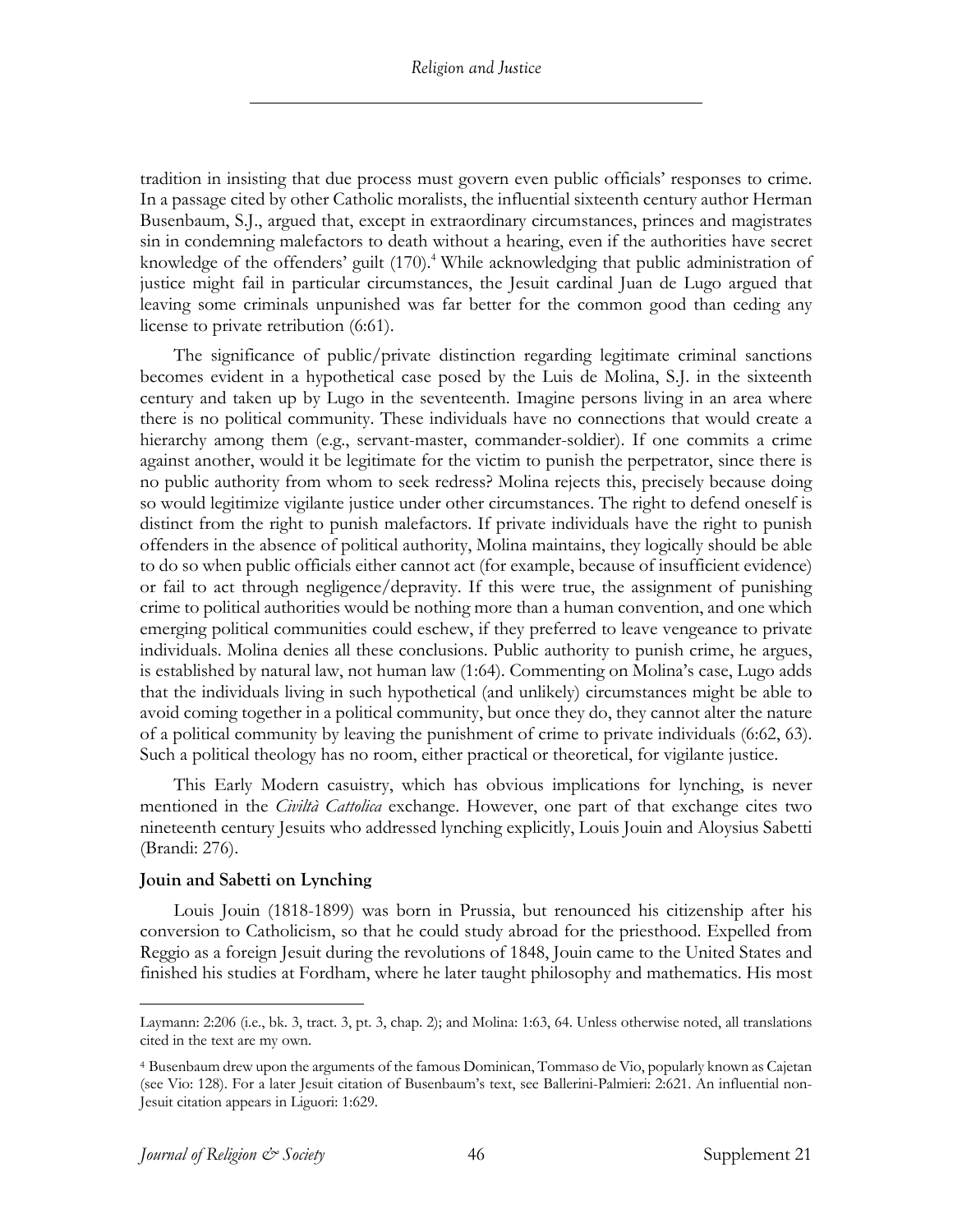tradition in insisting that due process must govern even public officials' responses to crime. In a passage cited by other Catholic moralists, the influential sixteenth century author Herman Busenbaum, S.J., argued that, except in extraordinary circumstances, princes and magistrates sin in condemning malefactors to death without a hearing, even if the authorities have secret knowledge of the offenders' guilt (170).[4] While acknowledging that public administration of justice might fail in particular circumstances, the Jesuit cardinal Juan de Lugo argued that leaving some criminals unpunished was far better for the common good than ceding any license to private retribution (6:61).

The significance of public/private distinction regarding legitimate criminal sanctions becomes evident in a hypothetical case posed by the Luis de Molina, S.J. in the sixteenth century and taken up by Lugo in the seventeenth. Imagine persons living in an area where there is no political community. These individuals have no connections that would create a hierarchy among them (e.g., servant-master, commander-soldier). If one commits a crime against another, would it be legitimate for the victim to punish the perpetrator, since there is no public authority from whom to seek redress? Molina rejects this, precisely because doing so would legitimize vigilante justice under other circumstances. The right to defend oneself is distinct from the right to punish malefactors. If private individuals have the right to punish offenders in the absence of political authority, Molina maintains, they logically should be able to do so when public officials either cannot act (for example, because of insufficient evidence) or fail to act through negligence/depravity. If this were true, the assignment of punishing crime to political authorities would be nothing more than a human convention, and one which emerging political communities could eschew, if they preferred to leave vengeance to private individuals. Molina denies all these conclusions. Public authority to punish crime, he argues, is established by natural law, not human law (1:64). Commenting on Molina's case, Lugo adds that the individuals living in such hypothetical (and unlikely) circumstances might be able to avoid coming together in a political community, but once they do, they cannot alter the nature of a political community by leaving the punishment of crime to private individuals (6:62, 63). Such a political theology has no room, either practical or theoretical, for vigilante justice.

This Early Modern casuistry, which has obvious implications for lynching, is never mentioned in the *Civiltà Cattolica* exchange. However, one part of that exchange cites two nineteenth century Jesuits who addressed lynching explicitly, Louis Jouin and Aloysius Sabetti (Brandi: 276).

**Jouin and Sabetti on Lynching**

Louis Jouin (1818-1899) was born in Prussia, but renounced his citizenship after his conversion to Catholicism, so that he could study abroad for the priesthood. Expelled from Reggio as a foreign Jesuit during the revolutions of 1848, Jouin came to the United States and finished his studies at Fordham, where he later taught philosophy and mathematics. His most

---

Laymann: 2:206 (i.e., bk. 3, tract. 3, pt. 3, chap. 2); and Molina: 1:63, 64. Unless otherwise noted, all translations cited in the text are my own.

[4] Busenbaum drew upon the arguments of the famous Dominican, Tommaso de Vio, popularly known as Cajetan (see Vio: 128). For a later Jesuit citation of Busenbaum's text, see Ballerini-Palmieri: 2:621. An influential non-Jesuit citation appears in Liguori: 1:629.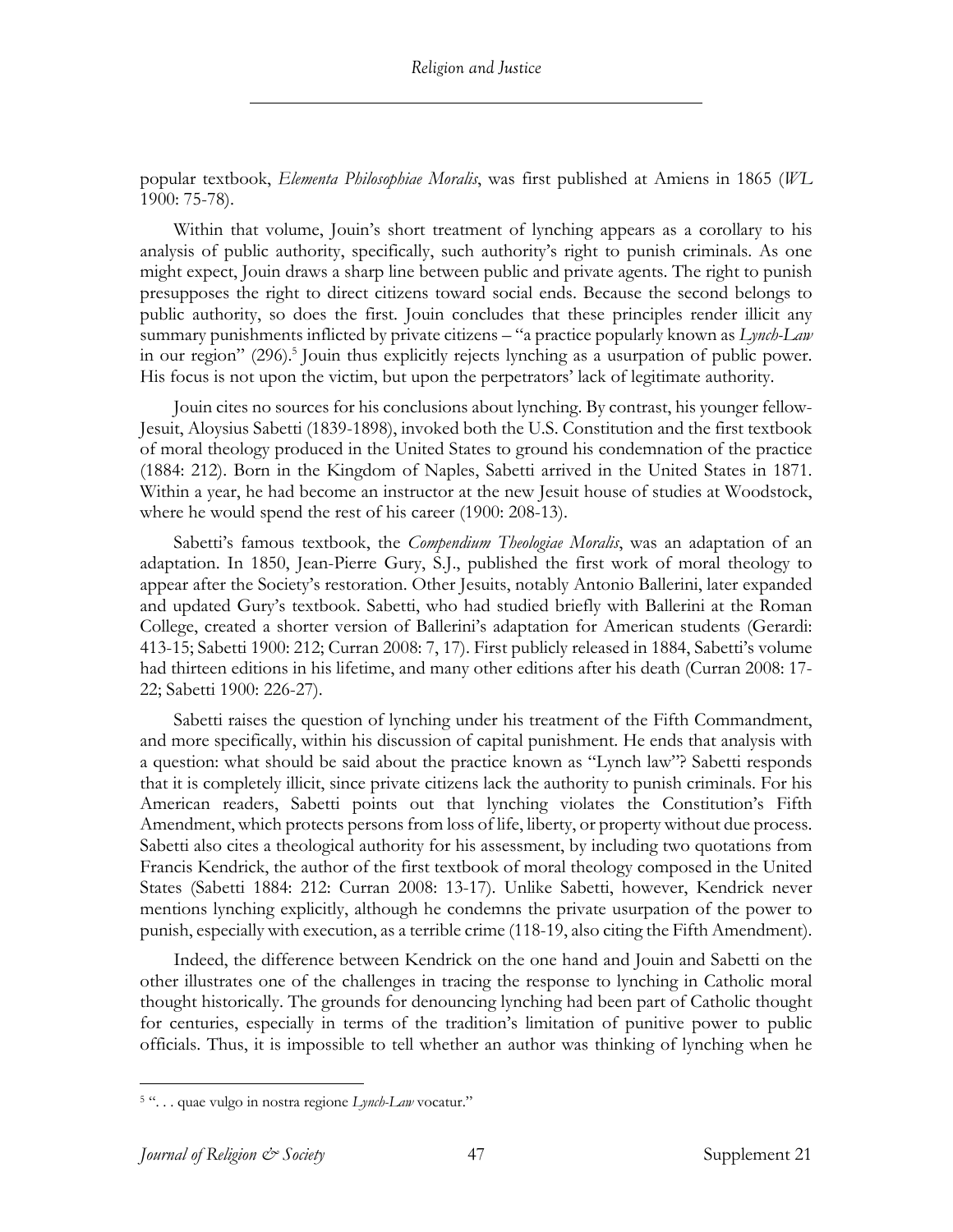popular textbook, *Elementa Philosophiae Moralis*, was first published at Amiens in 1865 (*WL* 1900: 75-78).

Within that volume, Jouin's short treatment of lynching appears as a corollary to his analysis of public authority, specifically, such authority's right to punish criminals. As one might expect, Jouin draws a sharp line between public and private agents. The right to punish presupposes the right to direct citizens toward social ends. Because the second belongs to public authority, so does the first. Jouin concludes that these principles render illicit any summary punishments inflicted by private citizens – "a practice popularly known as *Lynch-Law* in our region" (296).[5] Jouin thus explicitly rejects lynching as a usurpation of public power. His focus is not upon the victim, but upon the perpetrators' lack of legitimate authority.

Jouin cites no sources for his conclusions about lynching. By contrast, his younger fellow-Jesuit, Aloysius Sabetti (1839-1898), invoked both the U.S. Constitution and the first textbook of moral theology produced in the United States to ground his condemnation of the practice (1884: 212). Born in the Kingdom of Naples, Sabetti arrived in the United States in 1871. Within a year, he had become an instructor at the new Jesuit house of studies at Woodstock, where he would spend the rest of his career (1900: 208-13).

Sabetti's famous textbook, the *Compendium Theologiae Moralis*, was an adaptation of an adaptation. In 1850, Jean-Pierre Gury, S.J., published the first work of moral theology to appear after the Society's restoration. Other Jesuits, notably Antonio Ballerini, later expanded and updated Gury's textbook. Sabetti, who had studied briefly with Ballerini at the Roman College, created a shorter version of Ballerini's adaptation for American students (Gerardi: 413-15; Sabetti 1900: 212; Curran 2008: 7, 17). First publicly released in 1884, Sabetti's volume had thirteen editions in his lifetime, and many other editions after his death (Curran 2008: 17-22; Sabetti 1900: 226-27).

Sabetti raises the question of lynching under his treatment of the Fifth Commandment, and more specifically, within his discussion of capital punishment. He ends that analysis with a question: what should be said about the practice known as "Lynch law"? Sabetti responds that it is completely illicit, since private citizens lack the authority to punish criminals. For his American readers, Sabetti points out that lynching violates the Constitution's Fifth Amendment, which protects persons from loss of life, liberty, or property without due process. Sabetti also cites a theological authority for his assessment, by including two quotations from Francis Kendrick, the author of the first textbook of moral theology composed in the United States (Sabetti 1884: 212: Curran 2008: 13-17). Unlike Sabetti, however, Kendrick never mentions lynching explicitly, although he condemns the private usurpation of the power to punish, especially with execution, as a terrible crime (118-19, also citing the Fifth Amendment).

Indeed, the difference between Kendrick on the one hand and Jouin and Sabetti on the other illustrates one of the challenges in tracing the response to lynching in Catholic moral thought historically. The grounds for denouncing lynching had been part of Catholic thought for centuries, especially in terms of the tradition's limitation of punitive power to public officials. Thus, it is impossible to tell whether an author was thinking of lynching when he

---

[5] ". . . quae vulgo in nostra regione *Lynch-Law* vocatur."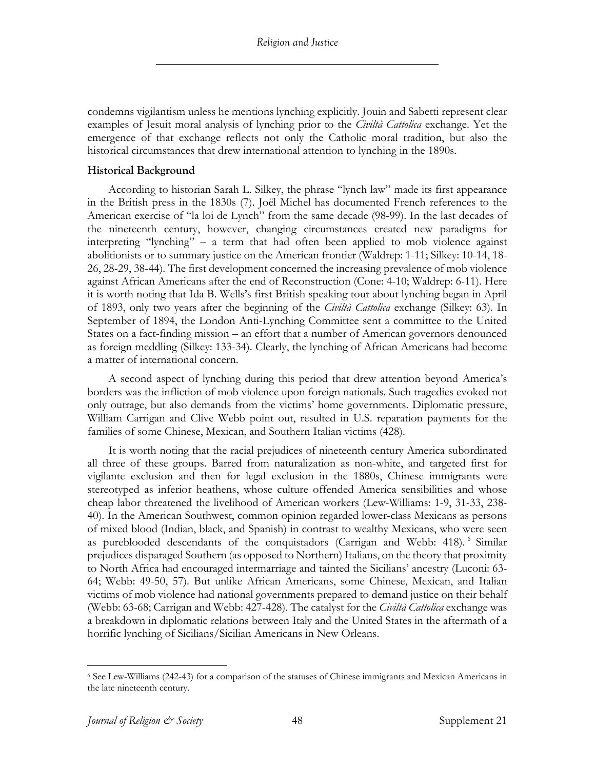condemns vigilantism unless he mentions lynching explicitly. Jouin and Sabetti represent clear examples of Jesuit moral analysis of lynching prior to the *Civiltà Cattolica* exchange. Yet the emergence of that exchange reflects not only the Catholic moral tradition, but also the historical circumstances that drew international attention to lynching in the 1890s.

**Historical Background**

According to historian Sarah L. Silkey, the phrase "lynch law" made its first appearance in the British press in the 1830s (7). Joël Michel has documented French references to the American exercise of "la loi de Lynch" from the same decade (98-99). In the last decades of the nineteenth century, however, changing circumstances created new paradigms for interpreting "lynching" – a term that had often been applied to mob violence against abolitionists or to summary justice on the American frontier (Waldrep: 1-11; Silkey: 10-14, 18-26, 28-29, 38-44). The first development concerned the increasing prevalence of mob violence against African Americans after the end of Reconstruction (Cone: 4-10; Waldrep: 6-11). Here it is worth noting that Ida B. Wells's first British speaking tour about lynching began in April of 1893, only two years after the beginning of the *Civiltà Cattolica* exchange (Silkey: 63). In September of 1894, the London Anti-Lynching Committee sent a committee to the United States on a fact-finding mission – an effort that a number of American governors denounced as foreign meddling (Silkey: 133-34). Clearly, the lynching of African Americans had become a matter of international concern.

A second aspect of lynching during this period that drew attention beyond America's borders was the infliction of mob violence upon foreign nationals. Such tragedies evoked not only outrage, but also demands from the victims' home governments. Diplomatic pressure, William Carrigan and Clive Webb point out, resulted in U.S. reparation payments for the families of some Chinese, Mexican, and Southern Italian victims (428).

It is worth noting that the racial prejudices of nineteenth century America subordinated all three of these groups. Barred from naturalization as non-white, and targeted first for vigilante exclusion and then for legal exclusion in the 1880s, Chinese immigrants were stereotyped as inferior heathens, whose culture offended America sensibilities and whose cheap labor threatened the livelihood of American workers (Lew-Williams: 1-9, 31-33, 238-40). In the American Southwest, common opinion regarded lower-class Mexicans as persons of mixed blood (Indian, black, and Spanish) in contrast to wealthy Mexicans, who were seen as pureblooded descendants of the conquistadors (Carrigan and Webb: 418).[6] Similar prejudices disparaged Southern (as opposed to Northern) Italians, on the theory that proximity to North Africa had encouraged intermarriage and tainted the Sicilians' ancestry (Luconi: 63-64; Webb: 49-50, 57). But unlike African Americans, some Chinese, Mexican, and Italian victims of mob violence had national governments prepared to demand justice on their behalf (Webb: 63-68; Carrigan and Webb: 427-428). The catalyst for the *Civiltà Cattolica* exchange was a breakdown in diplomatic relations between Italy and the United States in the aftermath of a horrific lynching of Sicilians/Sicilian Americans in New Orleans.

---

[6] See Lew-Williams (242-43) for a comparison of the statuses of Chinese immigrants and Mexican Americans in the late nineteenth century.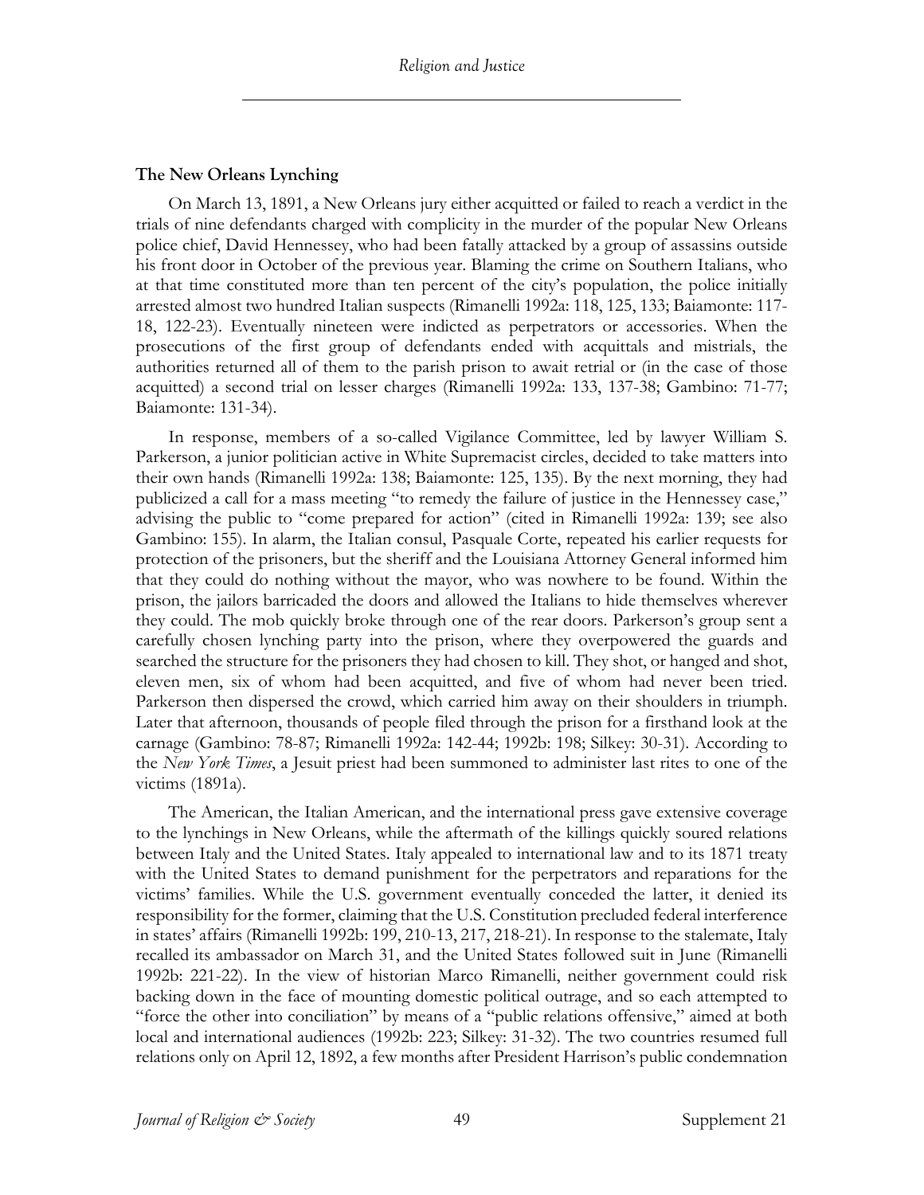### The New Orleans Lynching

On March 13, 1891, a New Orleans jury either acquitted or failed to reach a verdict in the trials of nine defendants charged with complicity in the murder of the popular New Orleans police chief, David Hennessey, who had been fatally attacked by a group of assassins outside his front door in October of the previous year. Blaming the crime on Southern Italians, who at that time constituted more than ten percent of the city's population, the police initially arrested almost two hundred Italian suspects (Rimanelli 1992a: 118, 125, 133; Baiamonte: 117-18, 122-23). Eventually nineteen were indicted as perpetrators or accessories. When the prosecutions of the first group of defendants ended with acquittals and mistrials, the authorities returned all of them to the parish prison to await retrial or (in the case of those acquitted) a second trial on lesser charges (Rimanelli 1992a: 133, 137-38; Gambino: 71-77; Baiamonte: 131-34).

In response, members of a so-called Vigilance Committee, led by lawyer William S. Parkerson, a junior politician active in White Supremacist circles, decided to take matters into their own hands (Rimanelli 1992a: 138; Baiamonte: 125, 135). By the next morning, they had publicized a call for a mass meeting "to remedy the failure of justice in the Hennessey case," advising the public to "come prepared for action" (cited in Rimanelli 1992a: 139; see also Gambino: 155). In alarm, the Italian consul, Pasquale Corte, repeated his earlier requests for protection of the prisoners, but the sheriff and the Louisiana Attorney General informed him that they could do nothing without the mayor, who was nowhere to be found. Within the prison, the jailors barricaded the doors and allowed the Italians to hide themselves wherever they could. The mob quickly broke through one of the rear doors. Parkerson's group sent a carefully chosen lynching party into the prison, where they overpowered the guards and searched the structure for the prisoners they had chosen to kill. They shot, or hanged and shot, eleven men, six of whom had been acquitted, and five of whom had never been tried. Parkerson then dispersed the crowd, which carried him away on their shoulders in triumph. Later that afternoon, thousands of people filed through the prison for a firsthand look at the carnage (Gambino: 78-87; Rimanelli 1992a: 142-44; 1992b: 198; Silkey: 30-31). According to the *New York Times*, a Jesuit priest had been summoned to administer last rites to one of the victims (1891a).

The American, the Italian American, and the international press gave extensive coverage to the lynchings in New Orleans, while the aftermath of the killings quickly soured relations between Italy and the United States. Italy appealed to international law and to its 1871 treaty with the United States to demand punishment for the perpetrators and reparations for the victims' families. While the U.S. government eventually conceded the latter, it denied its responsibility for the former, claiming that the U.S. Constitution precluded federal interference in states' affairs (Rimanelli 1992b: 199, 210-13, 217, 218-21). In response to the stalemate, Italy recalled its ambassador on March 31, and the United States followed suit in June (Rimanelli 1992b: 221-22). In the view of historian Marco Rimanelli, neither government could risk backing down in the face of mounting domestic political outrage, and so each attempted to "force the other into conciliation" by means of a "public relations offensive," aimed at both local and international audiences (1992b: 223; Silkey: 31-32). The two countries resumed full relations only on April 12, 1892, a few months after President Harrison's public condemnation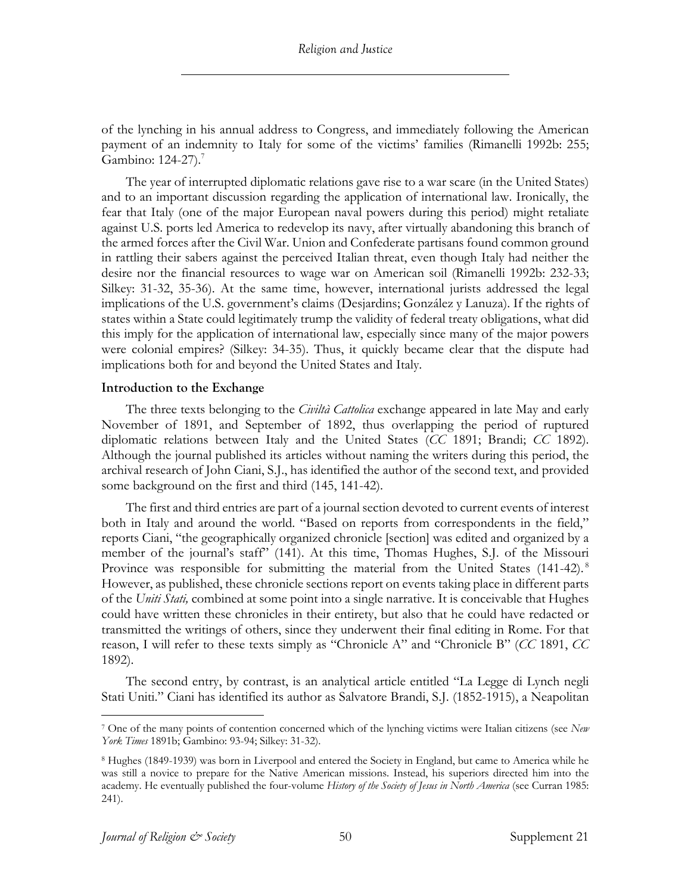of the lynching in his annual address to Congress, and immediately following the American payment of an indemnity to Italy for some of the victims' families (Rimanelli 1992b: 255; Gambino: 124-27).[7]

The year of interrupted diplomatic relations gave rise to a war scare (in the United States) and to an important discussion regarding the application of international law. Ironically, the fear that Italy (one of the major European naval powers during this period) might retaliate against U.S. ports led America to redevelop its navy, after virtually abandoning this branch of the armed forces after the Civil War. Union and Confederate partisans found common ground in rattling their sabers against the perceived Italian threat, even though Italy had neither the desire nor the financial resources to wage war on American soil (Rimanelli 1992b: 232-33; Silkey: 31-32, 35-36). At the same time, however, international jurists addressed the legal implications of the U.S. government's claims (Desjardins; González y Lanuza). If the rights of states within a State could legitimately trump the validity of federal treaty obligations, what did this imply for the application of international law, especially since many of the major powers were colonial empires? (Silkey: 34-35). Thus, it quickly became clear that the dispute had implications both for and beyond the United States and Italy.

### Introduction to the Exchange

The three texts belonging to the *Civiltà Cattolica* exchange appeared in late May and early November of 1891, and September of 1892, thus overlapping the period of ruptured diplomatic relations between Italy and the United States (*CC* 1891; Brandi; *CC* 1892). Although the journal published its articles without naming the writers during this period, the archival research of John Ciani, S.J., has identified the author of the second text, and provided some background on the first and third (145, 141-42).

The first and third entries are part of a journal section devoted to current events of interest both in Italy and around the world. "Based on reports from correspondents in the field," reports Ciani, "the geographically organized chronicle [section] was edited and organized by a member of the journal's staff" (141). At this time, Thomas Hughes, S.J. of the Missouri Province was responsible for submitting the material from the United States (141-42).[8] However, as published, these chronicle sections report on events taking place in different parts of the *Uniti Stati,* combined at some point into a single narrative. It is conceivable that Hughes could have written these chronicles in their entirety, but also that he could have redacted or transmitted the writings of others, since they underwent their final editing in Rome. For that reason, I will refer to these texts simply as "Chronicle A" and "Chronicle B" (*CC* 1891, *CC* 1892).

The second entry, by contrast, is an analytical article entitled "La Legge di Lynch negli Stati Uniti." Ciani has identified its author as Salvatore Brandi, S.J. (1852-1915), a Neapolitan

---

[7] One of the many points of contention concerned which of the lynching victims were Italian citizens (see *New York Times* 1891b; Gambino: 93-94; Silkey: 31-32).

[8] Hughes (1849-1939) was born in Liverpool and entered the Society in England, but came to America while he was still a novice to prepare for the Native American missions. Instead, his superiors directed him into the academy. He eventually published the four-volume *History of the Society of Jesus in North America* (see Curran 1985: 241).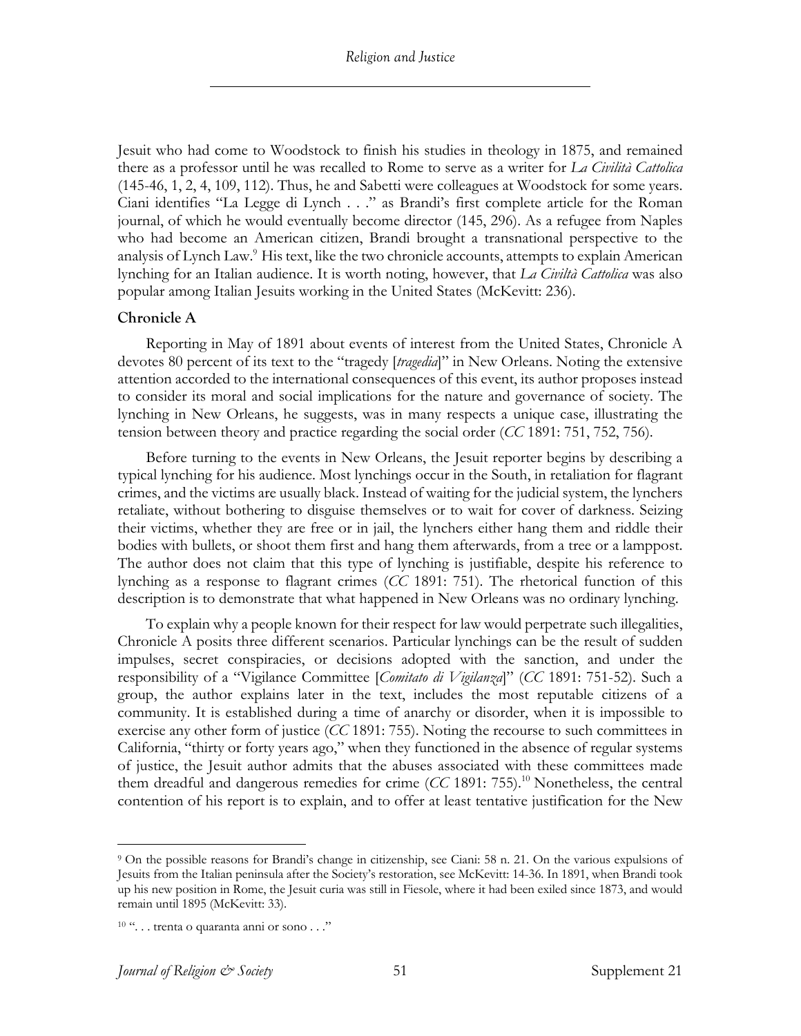Jesuit who had come to Woodstock to finish his studies in theology in 1875, and remained there as a professor until he was recalled to Rome to serve as a writer for *La Civilità Cattolica* (145-46, 1, 2, 4, 109, 112). Thus, he and Sabetti were colleagues at Woodstock for some years. Ciani identifies "La Legge di Lynch . . ." as Brandi's first complete article for the Roman journal, of which he would eventually become director (145, 296). As a refugee from Naples who had become an American citizen, Brandi brought a transnational perspective to the analysis of Lynch Law.[9] His text, like the two chronicle accounts, attempts to explain American lynching for an Italian audience. It is worth noting, however, that *La Civiltà Cattolica* was also popular among Italian Jesuits working in the United States (McKevitt: 236).

### Chronicle A

Reporting in May of 1891 about events of interest from the United States, Chronicle A devotes 80 percent of its text to the "tragedy [*tragedia*]" in New Orleans. Noting the extensive attention accorded to the international consequences of this event, its author proposes instead to consider its moral and social implications for the nature and governance of society. The lynching in New Orleans, he suggests, was in many respects a unique case, illustrating the tension between theory and practice regarding the social order (*CC* 1891: 751, 752, 756).

Before turning to the events in New Orleans, the Jesuit reporter begins by describing a typical lynching for his audience. Most lynchings occur in the South, in retaliation for flagrant crimes, and the victims are usually black. Instead of waiting for the judicial system, the lynchers retaliate, without bothering to disguise themselves or to wait for cover of darkness. Seizing their victims, whether they are free or in jail, the lynchers either hang them and riddle their bodies with bullets, or shoot them first and hang them afterwards, from a tree or a lamppost. The author does not claim that this type of lynching is justifiable, despite his reference to lynching as a response to flagrant crimes (*CC* 1891: 751). The rhetorical function of this description is to demonstrate that what happened in New Orleans was no ordinary lynching.

To explain why a people known for their respect for law would perpetrate such illegalities, Chronicle A posits three different scenarios. Particular lynchings can be the result of sudden impulses, secret conspiracies, or decisions adopted with the sanction, and under the responsibility of a "Vigilance Committee [*Comitato di Vigilanza*]" (*CC* 1891: 751-52). Such a group, the author explains later in the text, includes the most reputable citizens of a community. It is established during a time of anarchy or disorder, when it is impossible to exercise any other form of justice (*CC* 1891: 755). Noting the recourse to such committees in California, "thirty or forty years ago," when they functioned in the absence of regular systems of justice, the Jesuit author admits that the abuses associated with these committees made them dreadful and dangerous remedies for crime (*CC* 1891: 755).[10] Nonetheless, the central contention of his report is to explain, and to offer at least tentative justification for the New

---

[9] On the possible reasons for Brandi's change in citizenship, see Ciani: 58 n. 21. On the various expulsions of Jesuits from the Italian peninsula after the Society's restoration, see McKevitt: 14-36. In 1891, when Brandi took up his new position in Rome, the Jesuit curia was still in Fiesole, where it had been exiled since 1873, and would remain until 1895 (McKevitt: 33).

[10] ". . . trenta o quaranta anni or sono . . ."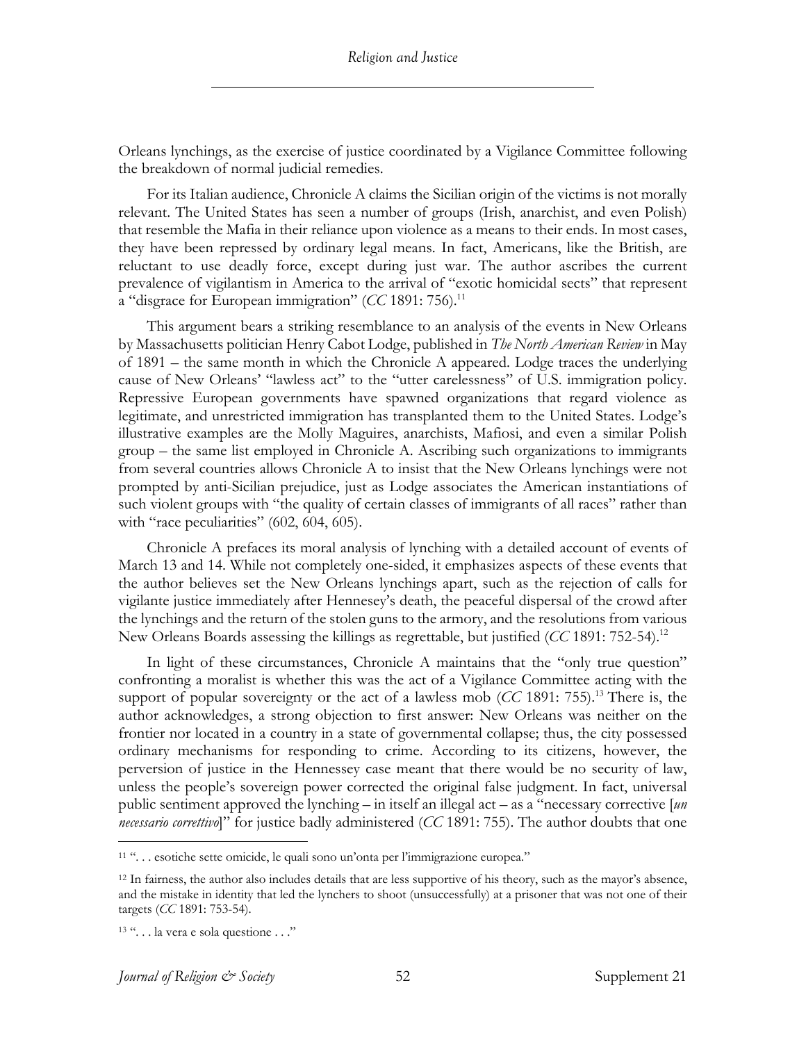Orleans lynchings, as the exercise of justice coordinated by a Vigilance Committee following the breakdown of normal judicial remedies.

For its Italian audience, Chronicle A claims the Sicilian origin of the victims is not morally relevant. The United States has seen a number of groups (Irish, anarchist, and even Polish) that resemble the Mafia in their reliance upon violence as a means to their ends. In most cases, they have been repressed by ordinary legal means. In fact, Americans, like the British, are reluctant to use deadly force, except during just war. The author ascribes the current prevalence of vigilantism in America to the arrival of "exotic homicidal sects" that represent a "disgrace for European immigration" (*CC* 1891: 756).[11]

This argument bears a striking resemblance to an analysis of the events in New Orleans by Massachusetts politician Henry Cabot Lodge, published in *The North American Review* in May of 1891 – the same month in which the Chronicle A appeared. Lodge traces the underlying cause of New Orleans' "lawless act" to the "utter carelessness" of U.S. immigration policy. Repressive European governments have spawned organizations that regard violence as legitimate, and unrestricted immigration has transplanted them to the United States. Lodge's illustrative examples are the Molly Maguires, anarchists, Mafiosi, and even a similar Polish group – the same list employed in Chronicle A. Ascribing such organizations to immigrants from several countries allows Chronicle A to insist that the New Orleans lynchings were not prompted by anti-Sicilian prejudice, just as Lodge associates the American instantiations of such violent groups with "the quality of certain classes of immigrants of all races" rather than with "race peculiarities" (602, 604, 605).

Chronicle A prefaces its moral analysis of lynching with a detailed account of events of March 13 and 14. While not completely one-sided, it emphasizes aspects of these events that the author believes set the New Orleans lynchings apart, such as the rejection of calls for vigilante justice immediately after Hennesey's death, the peaceful dispersal of the crowd after the lynchings and the return of the stolen guns to the armory, and the resolutions from various New Orleans Boards assessing the killings as regrettable, but justified (*CC* 1891: 752-54).[12]

In light of these circumstances, Chronicle A maintains that the "only true question" confronting a moralist is whether this was the act of a Vigilance Committee acting with the support of popular sovereignty or the act of a lawless mob (*CC* 1891: 755).[13] There is, the author acknowledges, a strong objection to first answer: New Orleans was neither on the frontier nor located in a country in a state of governmental collapse; thus, the city possessed ordinary mechanisms for responding to crime. According to its citizens, however, the perversion of justice in the Hennessey case meant that there would be no security of law, unless the people's sovereign power corrected the original false judgment. In fact, universal public sentiment approved the lynching – in itself an illegal act – as a "necessary corrective [*un necessario correttivo*]" for justice badly administered (*CC* 1891: 755). The author doubts that one

---

[11] ". . . esotiche sette omicide, le quali sono un'onta per l'immigrazione europea."

[12] In fairness, the author also includes details that are less supportive of his theory, such as the mayor's absence, and the mistake in identity that led the lynchers to shoot (unsuccessfully) at a prisoner that was not one of their targets (*CC* 1891: 753-54).

[13] ". . . la vera e sola questione . . ."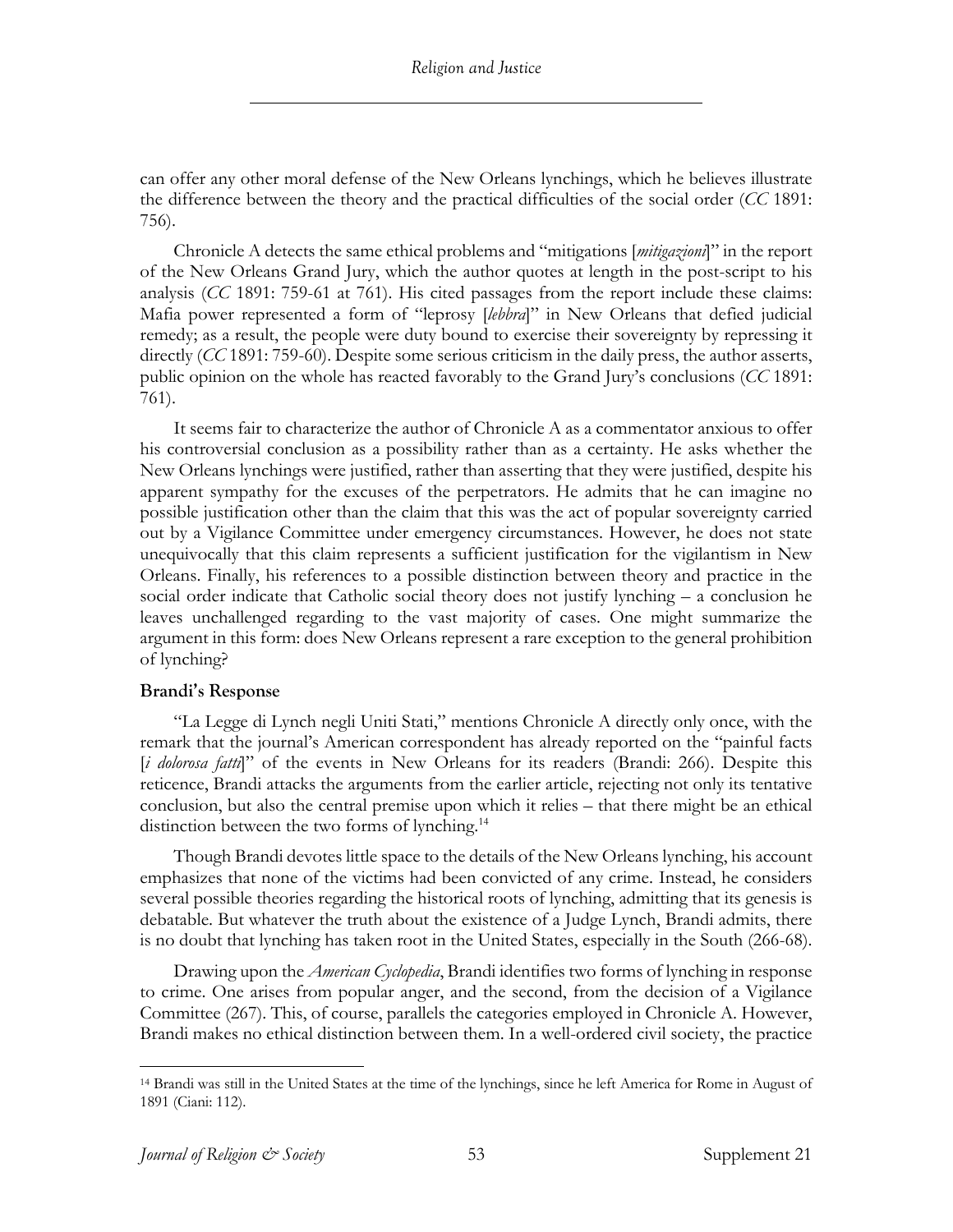can offer any other moral defense of the New Orleans lynchings, which he believes illustrate the difference between the theory and the practical difficulties of the social order (*CC* 1891: 756).

Chronicle A detects the same ethical problems and "mitigations [*mitigazioni*]" in the report of the New Orleans Grand Jury, which the author quotes at length in the post-script to his analysis (*CC* 1891: 759-61 at 761). His cited passages from the report include these claims: Mafia power represented a form of "leprosy [*lebbra*]" in New Orleans that defied judicial remedy; as a result, the people were duty bound to exercise their sovereignty by repressing it directly (*CC* 1891: 759-60). Despite some serious criticism in the daily press, the author asserts, public opinion on the whole has reacted favorably to the Grand Jury's conclusions (*CC* 1891: 761).

It seems fair to characterize the author of Chronicle A as a commentator anxious to offer his controversial conclusion as a possibility rather than as a certainty. He asks whether the New Orleans lynchings were justified, rather than asserting that they were justified, despite his apparent sympathy for the excuses of the perpetrators. He admits that he can imagine no possible justification other than the claim that this was the act of popular sovereignty carried out by a Vigilance Committee under emergency circumstances. However, he does not state unequivocally that this claim represents a sufficient justification for the vigilantism in New Orleans. Finally, his references to a possible distinction between theory and practice in the social order indicate that Catholic social theory does not justify lynching – a conclusion he leaves unchallenged regarding to the vast majority of cases. One might summarize the argument in this form: does New Orleans represent a rare exception to the general prohibition of lynching?

### Brandi's Response

"La Legge di Lynch negli Uniti Stati," mentions Chronicle A directly only once, with the remark that the journal's American correspondent has already reported on the "painful facts [*i dolorosa fatti*]" of the events in New Orleans for its readers (Brandi: 266). Despite this reticence, Brandi attacks the arguments from the earlier article, rejecting not only its tentative conclusion, but also the central premise upon which it relies – that there might be an ethical distinction between the two forms of lynching.[14]

Though Brandi devotes little space to the details of the New Orleans lynching, his account emphasizes that none of the victims had been convicted of any crime. Instead, he considers several possible theories regarding the historical roots of lynching, admitting that its genesis is debatable. But whatever the truth about the existence of a Judge Lynch, Brandi admits, there is no doubt that lynching has taken root in the United States, especially in the South (266-68).

Drawing upon the *American Cyclopedia*, Brandi identifies two forms of lynching in response to crime. One arises from popular anger, and the second, from the decision of a Vigilance Committee (267). This, of course, parallels the categories employed in Chronicle A. However, Brandi makes no ethical distinction between them. In a well-ordered civil society, the practice

---

[14] Brandi was still in the United States at the time of the lynchings, since he left America for Rome in August of 1891 (Ciani: 112).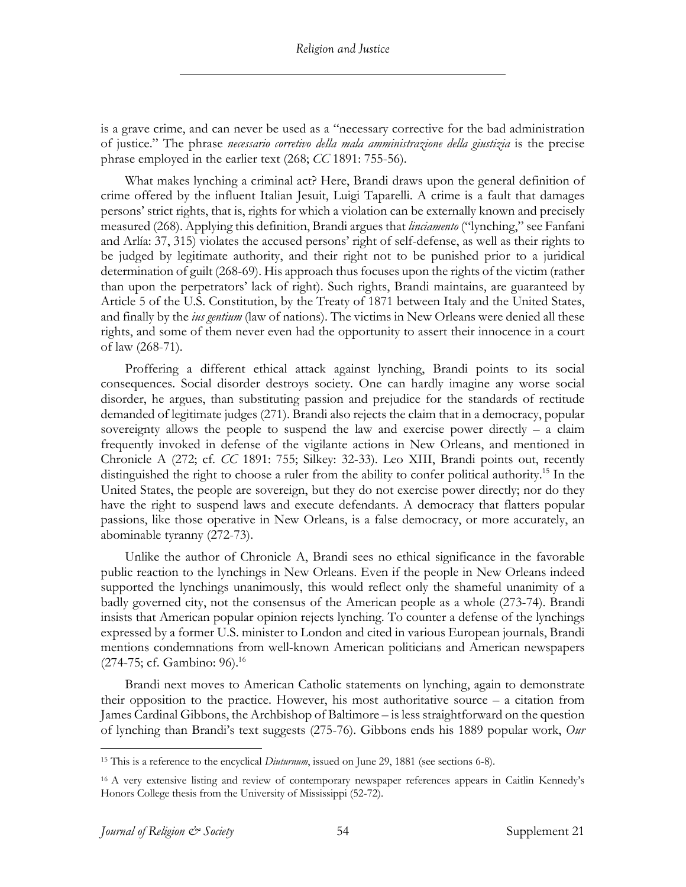is a grave crime, and can never be used as a "necessary corrective for the bad administration of justice." The phrase *necessario corretivo della mala amministrazione della giustizia* is the precise phrase employed in the earlier text (268; *CC* 1891: 755-56).

What makes lynching a criminal act? Here, Brandi draws upon the general definition of crime offered by the influent Italian Jesuit, Luigi Taparelli. A crime is a fault that damages persons' strict rights, that is, rights for which a violation can be externally known and precisely measured (268). Applying this definition, Brandi argues that *linciamento* ("lynching," see Fanfani and Arlía: 37, 315) violates the accused persons' right of self-defense, as well as their rights to be judged by legitimate authority, and their right not to be punished prior to a juridical determination of guilt (268-69). His approach thus focuses upon the rights of the victim (rather than upon the perpetrators' lack of right). Such rights, Brandi maintains, are guaranteed by Article 5 of the U.S. Constitution, by the Treaty of 1871 between Italy and the United States, and finally by the *ius gentium* (law of nations). The victims in New Orleans were denied all these rights, and some of them never even had the opportunity to assert their innocence in a court of law (268-71).

Proffering a different ethical attack against lynching, Brandi points to its social consequences. Social disorder destroys society. One can hardly imagine any worse social disorder, he argues, than substituting passion and prejudice for the standards of rectitude demanded of legitimate judges (271). Brandi also rejects the claim that in a democracy, popular sovereignty allows the people to suspend the law and exercise power directly – a claim frequently invoked in defense of the vigilante actions in New Orleans, and mentioned in Chronicle A (272; cf. *CC* 1891: 755; Silkey: 32-33). Leo XIII, Brandi points out, recently distinguished the right to choose a ruler from the ability to confer political authority.[15] In the United States, the people are sovereign, but they do not exercise power directly; nor do they have the right to suspend laws and execute defendants. A democracy that flatters popular passions, like those operative in New Orleans, is a false democracy, or more accurately, an abominable tyranny (272-73).

Unlike the author of Chronicle A, Brandi sees no ethical significance in the favorable public reaction to the lynchings in New Orleans. Even if the people in New Orleans indeed supported the lynchings unanimously, this would reflect only the shameful unanimity of a badly governed city, not the consensus of the American people as a whole (273-74). Brandi insists that American popular opinion rejects lynching. To counter a defense of the lynchings expressed by a former U.S. minister to London and cited in various European journals, Brandi mentions condemnations from well-known American politicians and American newspapers (274-75; cf. Gambino: 96).[16]

Brandi next moves to American Catholic statements on lynching, again to demonstrate their opposition to the practice. However, his most authoritative source – a citation from James Cardinal Gibbons, the Archbishop of Baltimore – is less straightforward on the question of lynching than Brandi's text suggests (275-76). Gibbons ends his 1889 popular work, *Our*

---

[15] This is a reference to the encyclical *Diuturnum*, issued on June 29, 1881 (see sections 6-8).

[16] A very extensive listing and review of contemporary newspaper references appears in Caitlin Kennedy's Honors College thesis from the University of Mississippi (52-72).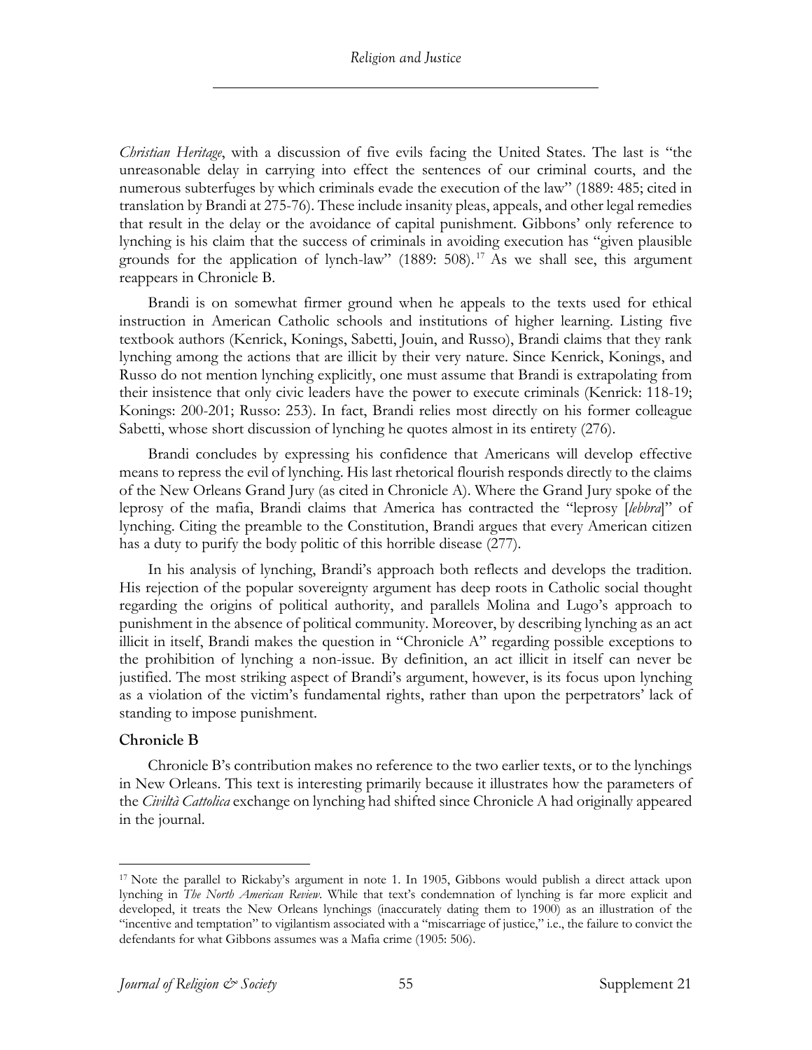*Christian Heritage*, with a discussion of five evils facing the United States. The last is "the unreasonable delay in carrying into effect the sentences of our criminal courts, and the numerous subterfuges by which criminals evade the execution of the law" (1889: 485; cited in translation by Brandi at 275-76). These include insanity pleas, appeals, and other legal remedies that result in the delay or the avoidance of capital punishment. Gibbons' only reference to lynching is his claim that the success of criminals in avoiding execution has "given plausible grounds for the application of lynch-law" (1889: 508).[17] As we shall see, this argument reappears in Chronicle B.

Brandi is on somewhat firmer ground when he appeals to the texts used for ethical instruction in American Catholic schools and institutions of higher learning. Listing five textbook authors (Kenrick, Konings, Sabetti, Jouin, and Russo), Brandi claims that they rank lynching among the actions that are illicit by their very nature. Since Kenrick, Konings, and Russo do not mention lynching explicitly, one must assume that Brandi is extrapolating from their insistence that only civic leaders have the power to execute criminals (Kenrick: 118-19; Konings: 200-201; Russo: 253). In fact, Brandi relies most directly on his former colleague Sabetti, whose short discussion of lynching he quotes almost in its entirety (276).

Brandi concludes by expressing his confidence that Americans will develop effective means to repress the evil of lynching. His last rhetorical flourish responds directly to the claims of the New Orleans Grand Jury (as cited in Chronicle A). Where the Grand Jury spoke of the leprosy of the mafia, Brandi claims that America has contracted the "leprosy [*lebbra*]" of lynching. Citing the preamble to the Constitution, Brandi argues that every American citizen has a duty to purify the body politic of this horrible disease (277).

In his analysis of lynching, Brandi's approach both reflects and develops the tradition. His rejection of the popular sovereignty argument has deep roots in Catholic social thought regarding the origins of political authority, and parallels Molina and Lugo's approach to punishment in the absence of political community. Moreover, by describing lynching as an act illicit in itself, Brandi makes the question in "Chronicle A" regarding possible exceptions to the prohibition of lynching a non-issue. By definition, an act illicit in itself can never be justified. The most striking aspect of Brandi's argument, however, is its focus upon lynching as a violation of the victim's fundamental rights, rather than upon the perpetrators' lack of standing to impose punishment.

### Chronicle B

Chronicle B's contribution makes no reference to the two earlier texts, or to the lynchings in New Orleans. This text is interesting primarily because it illustrates how the parameters of the *Civiltà Cattolica* exchange on lynching had shifted since Chronicle A had originally appeared in the journal.

---

[17] Note the parallel to Rickaby's argument in note 1. In 1905, Gibbons would publish a direct attack upon lynching in *The North American Review*. While that text's condemnation of lynching is far more explicit and developed, it treats the New Orleans lynchings (inaccurately dating them to 1900) as an illustration of the "incentive and temptation" to vigilantism associated with a "miscarriage of justice," i.e., the failure to convict the defendants for what Gibbons assumes was a Mafia crime (1905: 506).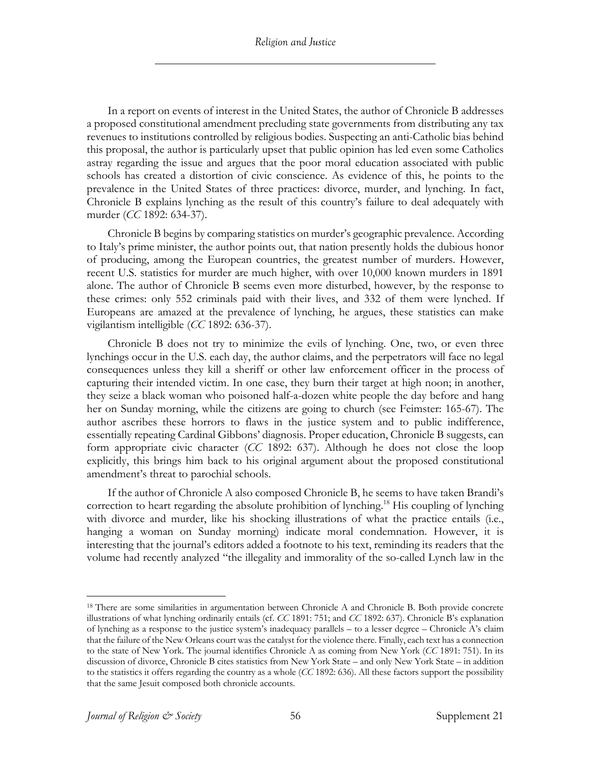In a report on events of interest in the United States, the author of Chronicle B addresses a proposed constitutional amendment precluding state governments from distributing any tax revenues to institutions controlled by religious bodies. Suspecting an anti-Catholic bias behind this proposal, the author is particularly upset that public opinion has led even some Catholics astray regarding the issue and argues that the poor moral education associated with public schools has created a distortion of civic conscience. As evidence of this, he points to the prevalence in the United States of three practices: divorce, murder, and lynching. In fact, Chronicle B explains lynching as the result of this country's failure to deal adequately with murder (*CC* 1892: 634-37).

Chronicle B begins by comparing statistics on murder's geographic prevalence. According to Italy's prime minister, the author points out, that nation presently holds the dubious honor of producing, among the European countries, the greatest number of murders. However, recent U.S. statistics for murder are much higher, with over 10,000 known murders in 1891 alone. The author of Chronicle B seems even more disturbed, however, by the response to these crimes: only 552 criminals paid with their lives, and 332 of them were lynched. If Europeans are amazed at the prevalence of lynching, he argues, these statistics can make vigilantism intelligible (*CC* 1892: 636-37).

Chronicle B does not try to minimize the evils of lynching. One, two, or even three lynchings occur in the U.S. each day, the author claims, and the perpetrators will face no legal consequences unless they kill a sheriff or other law enforcement officer in the process of capturing their intended victim. In one case, they burn their target at high noon; in another, they seize a black woman who poisoned half-a-dozen white people the day before and hang her on Sunday morning, while the citizens are going to church (see Feimster: 165-67). The author ascribes these horrors to flaws in the justice system and to public indifference, essentially repeating Cardinal Gibbons' diagnosis. Proper education, Chronicle B suggests, can form appropriate civic character (*CC* 1892: 637). Although he does not close the loop explicitly, this brings him back to his original argument about the proposed constitutional amendment's threat to parochial schools.

If the author of Chronicle A also composed Chronicle B, he seems to have taken Brandi's correction to heart regarding the absolute prohibition of lynching.[18] His coupling of lynching with divorce and murder, like his shocking illustrations of what the practice entails (i.e., hanging a woman on Sunday morning) indicate moral condemnation. However, it is interesting that the journal's editors added a footnote to his text, reminding its readers that the volume had recently analyzed "the illegality and immorality of the so-called Lynch law in the

---

[18] There are some similarities in argumentation between Chronicle A and Chronicle B. Both provide concrete illustrations of what lynching ordinarily entails (cf. *CC* 1891: 751; and *CC* 1892: 637). Chronicle B's explanation of lynching as a response to the justice system's inadequacy parallels – to a lesser degree – Chronicle A's claim that the failure of the New Orleans court was the catalyst for the violence there. Finally, each text has a connection to the state of New York. The journal identifies Chronicle A as coming from New York (*CC* 1891: 751). In its discussion of divorce, Chronicle B cites statistics from New York State – and only New York State – in addition to the statistics it offers regarding the country as a whole (*CC* 1892: 636). All these factors support the possibility that the same Jesuit composed both chronicle accounts.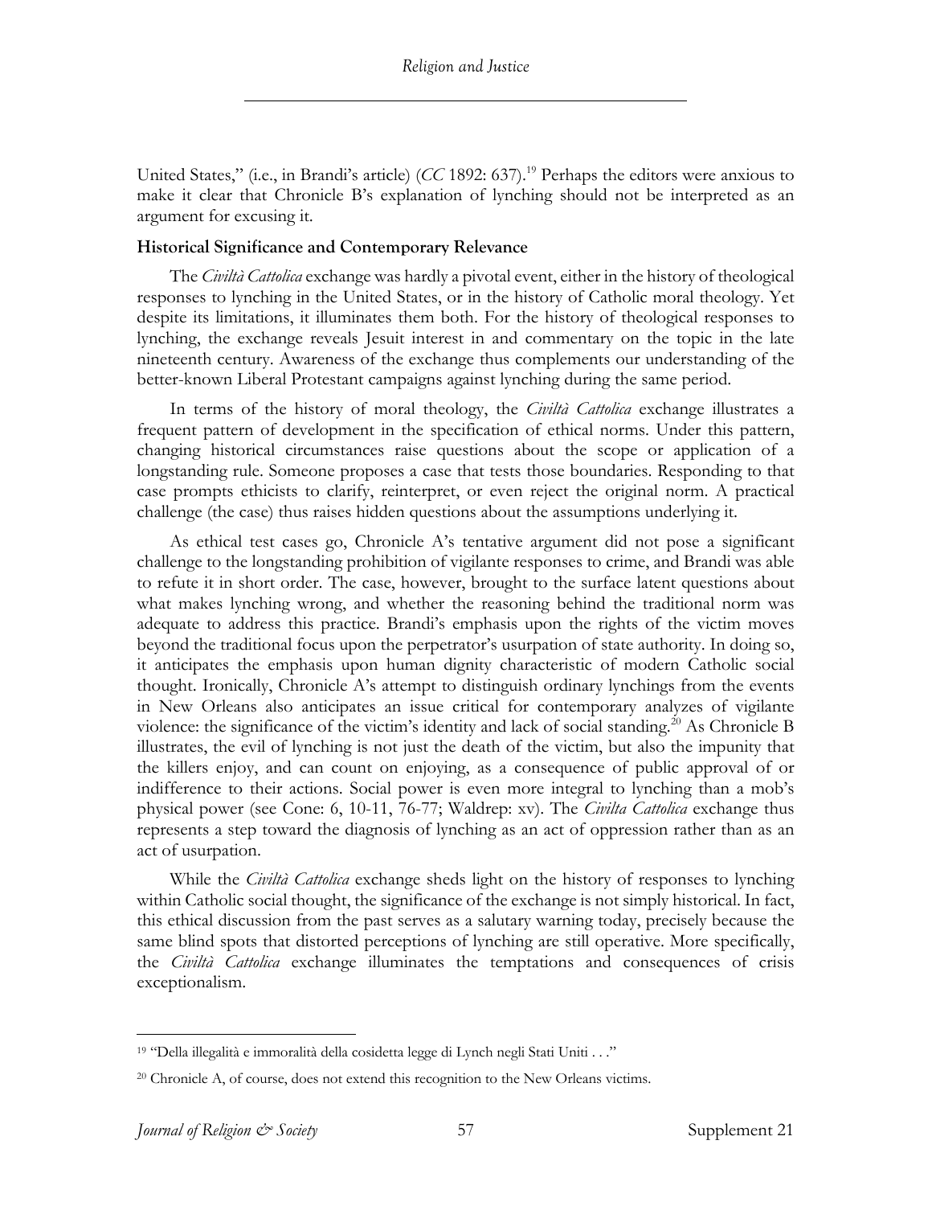United States," (i.e., in Brandi's article) (*CC* 1892: 637).[19] Perhaps the editors were anxious to make it clear that Chronicle B's explanation of lynching should not be interpreted as an argument for excusing it.

**Historical Significance and Contemporary Relevance**

The *Civiltà Cattolica* exchange was hardly a pivotal event, either in the history of theological responses to lynching in the United States, or in the history of Catholic moral theology. Yet despite its limitations, it illuminates them both. For the history of theological responses to lynching, the exchange reveals Jesuit interest in and commentary on the topic in the late nineteenth century. Awareness of the exchange thus complements our understanding of the better-known Liberal Protestant campaigns against lynching during the same period.

In terms of the history of moral theology, the *Civiltà Cattolica* exchange illustrates a frequent pattern of development in the specification of ethical norms. Under this pattern, changing historical circumstances raise questions about the scope or application of a longstanding rule. Someone proposes a case that tests those boundaries. Responding to that case prompts ethicists to clarify, reinterpret, or even reject the original norm. A practical challenge (the case) thus raises hidden questions about the assumptions underlying it.

As ethical test cases go, Chronicle A's tentative argument did not pose a significant challenge to the longstanding prohibition of vigilante responses to crime, and Brandi was able to refute it in short order. The case, however, brought to the surface latent questions about what makes lynching wrong, and whether the reasoning behind the traditional norm was adequate to address this practice. Brandi's emphasis upon the rights of the victim moves beyond the traditional focus upon the perpetrator's usurpation of state authority. In doing so, it anticipates the emphasis upon human dignity characteristic of modern Catholic social thought. Ironically, Chronicle A's attempt to distinguish ordinary lynchings from the events in New Orleans also anticipates an issue critical for contemporary analyzes of vigilante violence: the significance of the victim's identity and lack of social standing.[20] As Chronicle B illustrates, the evil of lynching is not just the death of the victim, but also the impunity that the killers enjoy, and can count on enjoying, as a consequence of public approval of or indifference to their actions. Social power is even more integral to lynching than a mob's physical power (see Cone: 6, 10-11, 76-77; Waldrep: xv). The *Civilta Cattolica* exchange thus represents a step toward the diagnosis of lynching as an act of oppression rather than as an act of usurpation.

While the *Civiltà Cattolica* exchange sheds light on the history of responses to lynching within Catholic social thought, the significance of the exchange is not simply historical. In fact, this ethical discussion from the past serves as a salutary warning today, precisely because the same blind spots that distorted perceptions of lynching are still operative. More specifically, the *Civiltà Cattolica* exchange illuminates the temptations and consequences of crisis exceptionalism.

---

[19] "Della illegalità e immoralità della cosidetta legge di Lynch negli Stati Uniti . . ."

[20] Chronicle A, of course, does not extend this recognition to the New Orleans victims.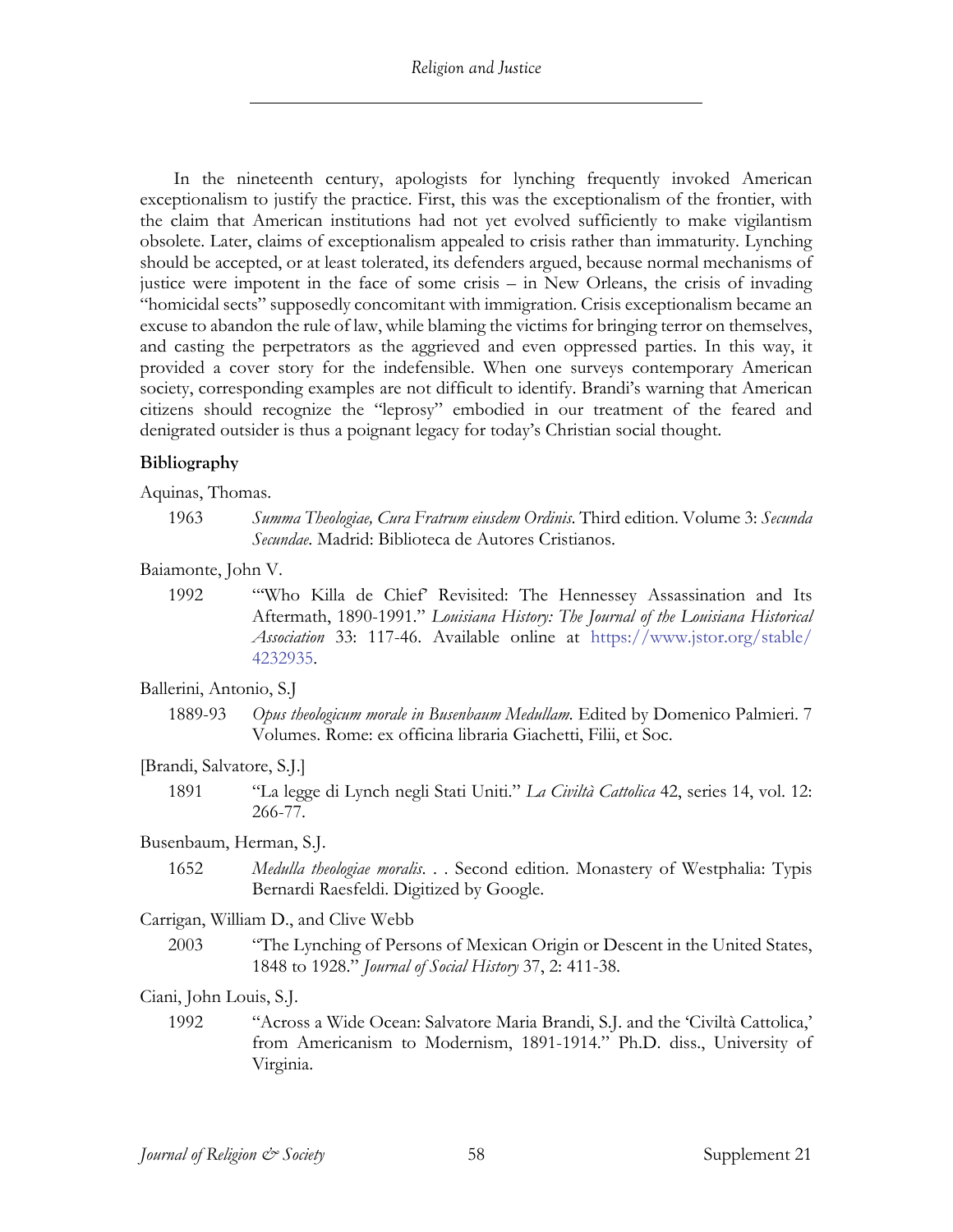In the nineteenth century, apologists for lynching frequently invoked American exceptionalism to justify the practice. First, this was the exceptionalism of the frontier, with the claim that American institutions had not yet evolved sufficiently to make vigilantism obsolete. Later, claims of exceptionalism appealed to crisis rather than immaturity. Lynching should be accepted, or at least tolerated, its defenders argued, because normal mechanisms of justice were impotent in the face of some crisis – in New Orleans, the crisis of invading "homicidal sects" supposedly concomitant with immigration. Crisis exceptionalism became an excuse to abandon the rule of law, while blaming the victims for bringing terror on themselves, and casting the perpetrators as the aggrieved and even oppressed parties. In this way, it provided a cover story for the indefensible. When one surveys contemporary American society, corresponding examples are not difficult to identify. Brandi's warning that American citizens should recognize the "leprosy" embodied in our treatment of the feared and denigrated outsider is thus a poignant legacy for today's Christian social thought.

## Bibliography

Aquinas, Thomas.

1963 *Summa Theologiae, Cura Fratrum eiusdem Ordinis*. Third edition. Volume 3: *Secunda Secundae*. Madrid: Biblioteca de Autores Cristianos.

Baiamonte, John V.

1992 "'Who Killa de Chief' Revisited: The Hennessey Assassination and Its Aftermath, 1890-1991." *Louisiana History: The Journal of the Louisiana Historical Association* 33: 117-46. Available online at https://www.jstor.org/stable/4232935.

Ballerini, Antonio, S.J

1889-93 *Opus theologicum morale in Busenbaum Medullam*. Edited by Domenico Palmieri. 7 Volumes. Rome: ex officina libraria Giachetti, Filii, et Soc.

[Brandi, Salvatore, S.J.]

1891 "La legge di Lynch negli Stati Uniti." *La Civiltà Cattolica* 42, series 14, vol. 12: 266-77.

Busenbaum, Herman, S.J.

1652 *Medulla theologiae moralis*. . . Second edition. Monastery of Westphalia: Typis Bernardi Raesfeldi. Digitized by Google.

Carrigan, William D., and Clive Webb

2003 "The Lynching of Persons of Mexican Origin or Descent in the United States, 1848 to 1928." *Journal of Social History* 37, 2: 411-38.

Ciani, John Louis, S.J.

1992 "Across a Wide Ocean: Salvatore Maria Brandi, S.J. and the 'Civiltà Cattolica,' from Americanism to Modernism, 1891-1914." Ph.D. diss., University of Virginia.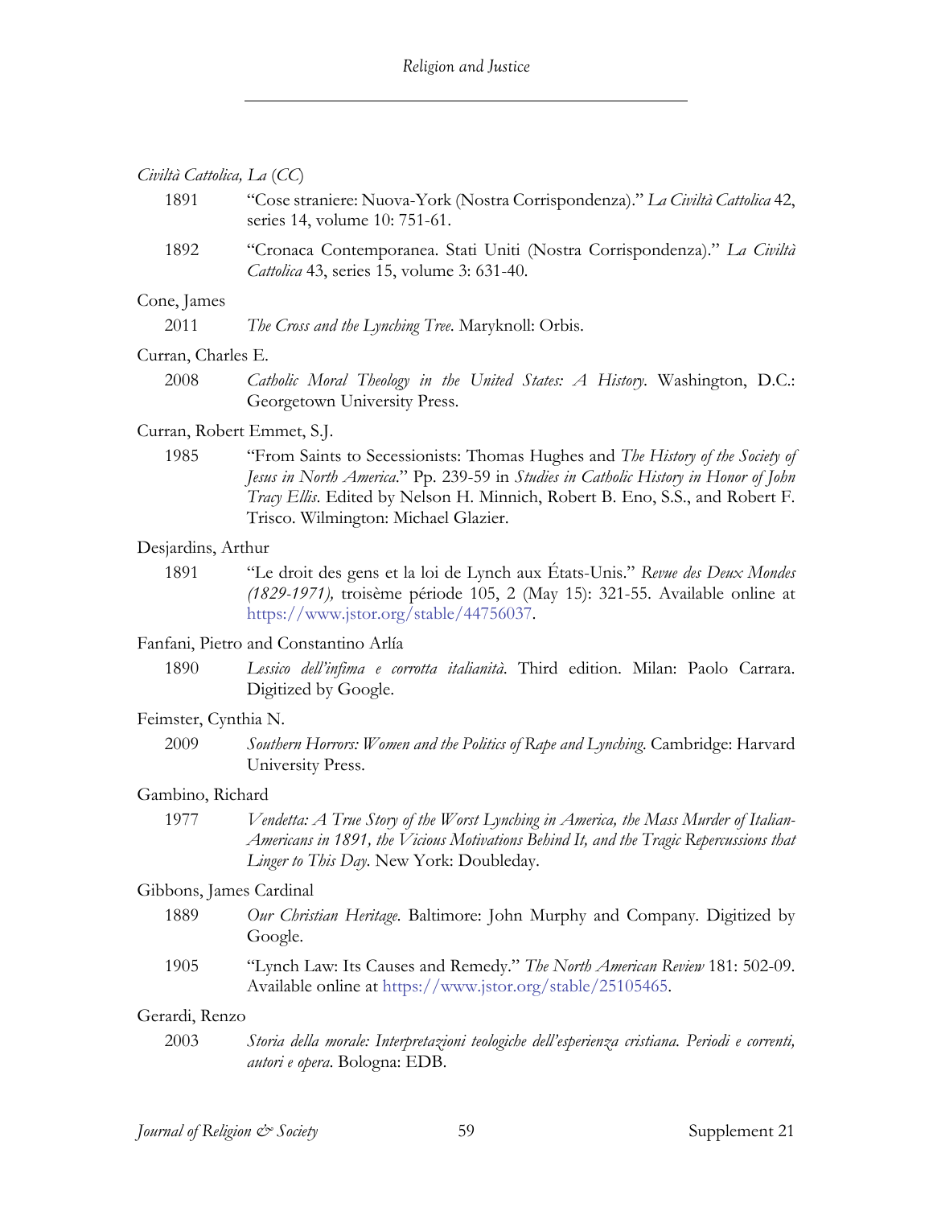*Civiltà Cattolica, La* (*CC*)

1891 "Cose straniere: Nuova-York (Nostra Corrispondenza)." *La Civiltà Cattolica* 42, series 14, volume 10: 751-61.

1892 "Cronaca Contemporanea. Stati Uniti (Nostra Corrispondenza)." *La Civiltà Cattolica* 43, series 15, volume 3: 631-40.

Cone, James

2011 *The Cross and the Lynching Tree*. Maryknoll: Orbis.

Curran, Charles E.

2008 *Catholic Moral Theology in the United States: A History*. Washington, D.C.: Georgetown University Press.

Curran, Robert Emmet, S.J.

1985 "From Saints to Secessionists: Thomas Hughes and *The History of the Society of Jesus in North America*." Pp. 239-59 in *Studies in Catholic History in Honor of John Tracy Ellis*. Edited by Nelson H. Minnich, Robert B. Eno, S.S., and Robert F. Trisco. Wilmington: Michael Glazier.

Desjardins, Arthur

1891 "Le droit des gens et la loi de Lynch aux États-Unis." *Revue des Deux Mondes (1829-1971),* troisème période 105, 2 (May 15): 321-55. Available online at https://www.jstor.org/stable/44756037.

Fanfani, Pietro and Constantino Arlía

1890 *Lessico dell'infima e corrotta italianità*. Third edition. Milan: Paolo Carrara. Digitized by Google.

Feimster, Cynthia N.

2009 *Southern Horrors: Women and the Politics of Rape and Lynching*. Cambridge: Harvard University Press.

Gambino, Richard

1977 *Vendetta: A True Story of the Worst Lynching in America, the Mass Murder of Italian-Americans in 1891, the Vicious Motivations Behind It, and the Tragic Repercussions that Linger to This Day*. New York: Doubleday.

Gibbons, James Cardinal

1889 *Our Christian Heritage*. Baltimore: John Murphy and Company. Digitized by Google.

1905 "Lynch Law: Its Causes and Remedy." *The North American Review* 181: 502-09. Available online at https://www.jstor.org/stable/25105465.

Gerardi, Renzo

2003 *Storia della morale: Interpretazioni teologiche dell'esperienza cristiana. Periodi e correnti, autori e opera*. Bologna: EDB.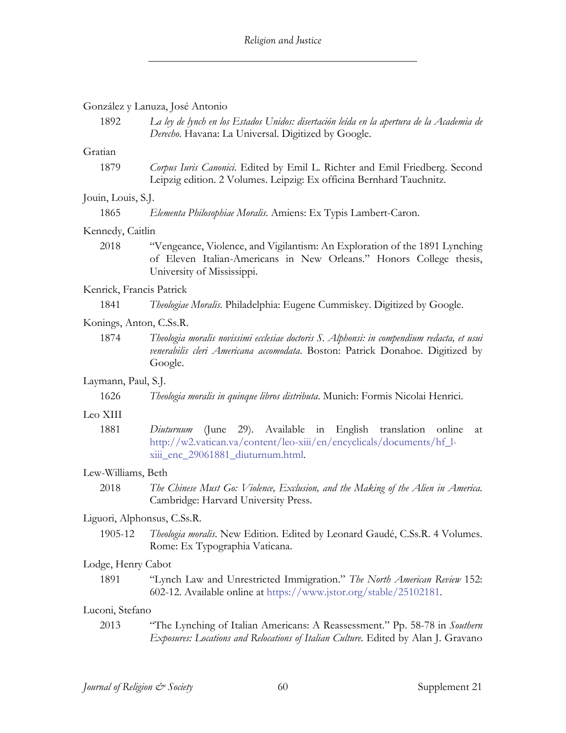González y Lanuza, José Antonio

1892 *La ley de lynch en los Estados Unidos: disertación leída en la apertura de la Academia de Derecho*. Havana: La Universal. Digitized by Google.

Gratian

1879 *Corpus Iuris Canonici*. Edited by Emil L. Richter and Emil Friedberg. Second Leipzig edition. 2 Volumes. Leipzig: Ex officina Bernhard Tauchnitz.

Jouin, Louis, S.J.

1865 *Elementa Philosophiae Moralis*. Amiens: Ex Typis Lambert-Caron.

Kennedy, Caitlin

2018 "Vengeance, Violence, and Vigilantism: An Exploration of the 1891 Lynching of Eleven Italian-Americans in New Orleans." Honors College thesis, University of Mississippi.

Kenrick, Francis Patrick

1841 *Theologiae Moralis*. Philadelphia: Eugene Cummiskey. Digitized by Google.

Konings, Anton, C.Ss.R.

1874 *Theologia moralis novissimi ecclesiae doctoris S. Alphonsi: in compendium redacta, et usui venerabilis cleri Americana accomodata*. Boston: Patrick Donahoe. Digitized by Google.

Laymann, Paul, S.J.

1626 *Theologia moralis in quinque libros distributa*. Munich: Formis Nicolai Henrici.

Leo XIII

1881 *Diuturnum* (June 29). Available in English translation online at http://w2.vatican.va/content/leo-xiii/en/encyclicals/documents/hf_l-xiii_enc_29061881_diuturnum.html.

Lew-Williams, Beth

2018 *The Chinese Must Go: Violence, Exclusion, and the Making of the Alien in America*. Cambridge: Harvard University Press.

Liguori, Alphonsus, C.Ss.R.

1905-12 *Theologia moralis*. New Edition. Edited by Leonard Gaudé, C.Ss.R. 4 Volumes. Rome: Ex Typographia Vaticana.

Lodge, Henry Cabot

1891 "Lynch Law and Unrestricted Immigration." *The North American Review* 152: 602-12. Available online at https://www.jstor.org/stable/25102181.

Luconi, Stefano

2013 "The Lynching of Italian Americans: A Reassessment." Pp. 58-78 in *Southern Exposures: Locations and Relocations of Italian Culture*. Edited by Alan J. Gravano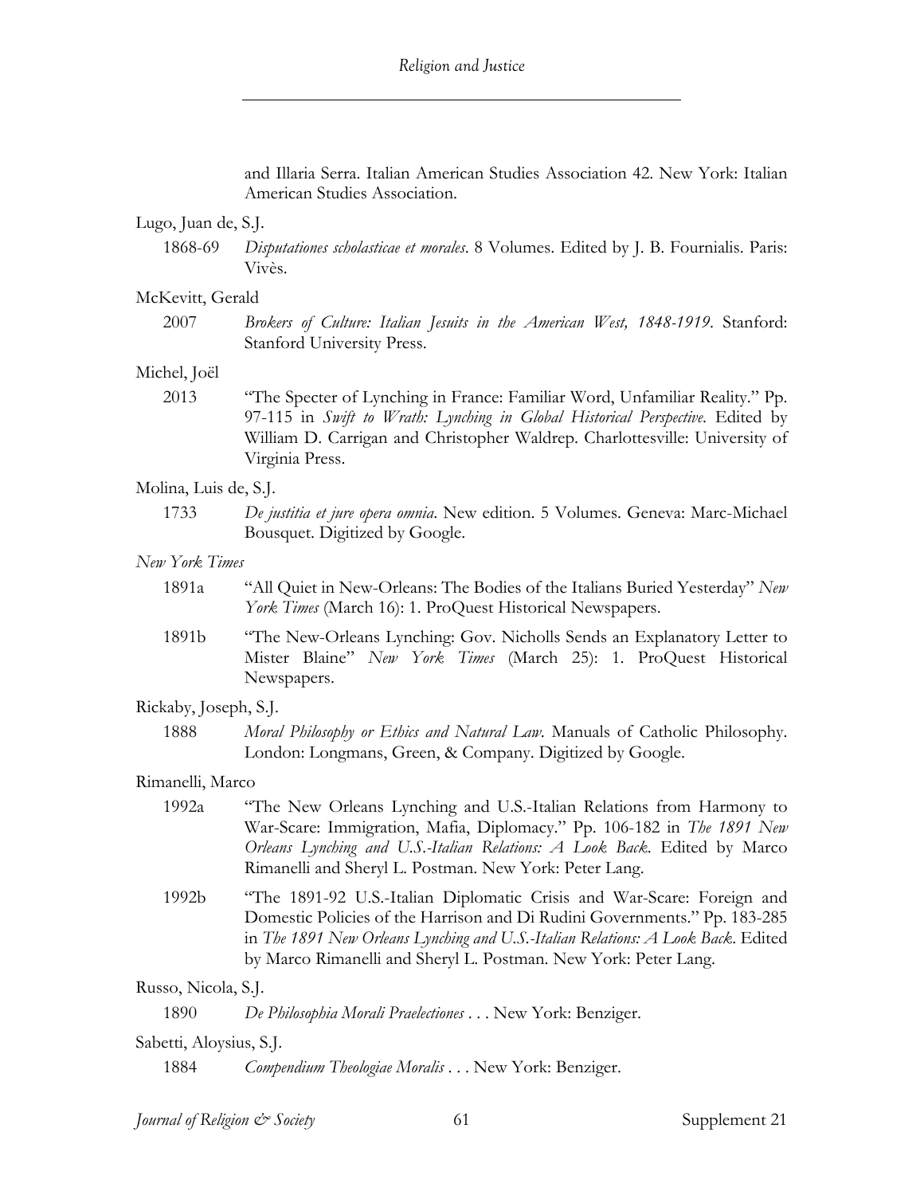and Illaria Serra. Italian American Studies Association 42. New York: Italian American Studies Association.

Lugo, Juan de, S.J.

1868-69 *Disputationes scholasticae et morales*. 8 Volumes. Edited by J. B. Fournialis. Paris: Vivès.

McKevitt, Gerald

2007 *Brokers of Culture: Italian Jesuits in the American West, 1848-1919*. Stanford: Stanford University Press.

Michel, Joël

2013 "The Specter of Lynching in France: Familiar Word, Unfamiliar Reality." Pp. 97-115 in *Swift to Wrath: Lynching in Global Historical Perspective*. Edited by William D. Carrigan and Christopher Waldrep. Charlottesville: University of Virginia Press.

Molina, Luis de, S.J.

1733 *De justitia et jure opera omnia*. New edition. 5 Volumes. Geneva: Marc-Michael Bousquet. Digitized by Google.

*New York Times*

1891a "All Quiet in New-Orleans: The Bodies of the Italians Buried Yesterday" *New York Times* (March 16): 1. ProQuest Historical Newspapers.

1891b "The New-Orleans Lynching: Gov. Nicholls Sends an Explanatory Letter to Mister Blaine" *New York Times* (March 25): 1. ProQuest Historical Newspapers.

Rickaby, Joseph, S.J.

1888 *Moral Philosophy or Ethics and Natural Law*. Manuals of Catholic Philosophy. London: Longmans, Green, & Company. Digitized by Google.

Rimanelli, Marco

1992a "The New Orleans Lynching and U.S.-Italian Relations from Harmony to War-Scare: Immigration, Mafia, Diplomacy." Pp. 106-182 in *The 1891 New Orleans Lynching and U.S.-Italian Relations: A Look Back*. Edited by Marco Rimanelli and Sheryl L. Postman. New York: Peter Lang.

1992b "The 1891-92 U.S.-Italian Diplomatic Crisis and War-Scare: Foreign and Domestic Policies of the Harrison and Di Rudini Governments." Pp. 183-285 in *The 1891 New Orleans Lynching and U.S.-Italian Relations: A Look Back*. Edited by Marco Rimanelli and Sheryl L. Postman. New York: Peter Lang.

Russo, Nicola, S.J.

1890 *De Philosophia Morali Praelectiones* . . . New York: Benziger.

Sabetti, Aloysius, S.J.

1884 *Compendium Theologiae Moralis* . . . New York: Benziger.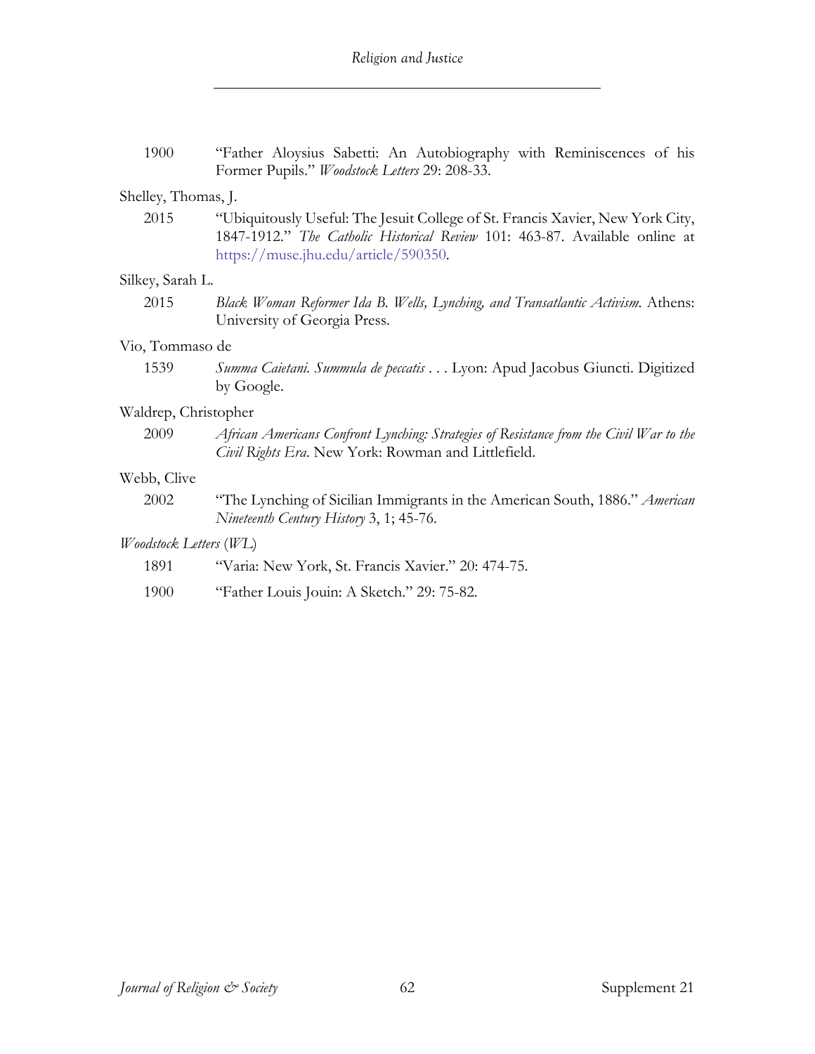1900 "Father Aloysius Sabetti: An Autobiography with Reminiscences of his Former Pupils." *Woodstock Letters* 29: 208-33.

Shelley, Thomas, J.

2015 "Ubiquitously Useful: The Jesuit College of St. Francis Xavier, New York City, 1847-1912." *The Catholic Historical Review* 101: 463-87. Available online at https://muse.jhu.edu/article/590350.

Silkey, Sarah L.

2015 *Black Woman Reformer Ida B. Wells, Lynching, and Transatlantic Activism*. Athens: University of Georgia Press.

Vio, Tommaso de

1539 *Summa Caietani. Summula de peccatis* . . . Lyon: Apud Jacobus Giuncti. Digitized by Google.

Waldrep, Christopher

2009 *African Americans Confront Lynching: Strategies of Resistance from the Civil War to the Civil Rights Era*. New York: Rowman and Littlefield.

Webb, Clive

2002 "The Lynching of Sicilian Immigrants in the American South, 1886." *American Nineteenth Century History* 3, 1; 45-76.

*Woodstock Letters* (*WL*)

1891 "Varia: New York, St. Francis Xavier." 20: 474-75.

1900 "Father Louis Jouin: A Sketch." 29: 75-82.